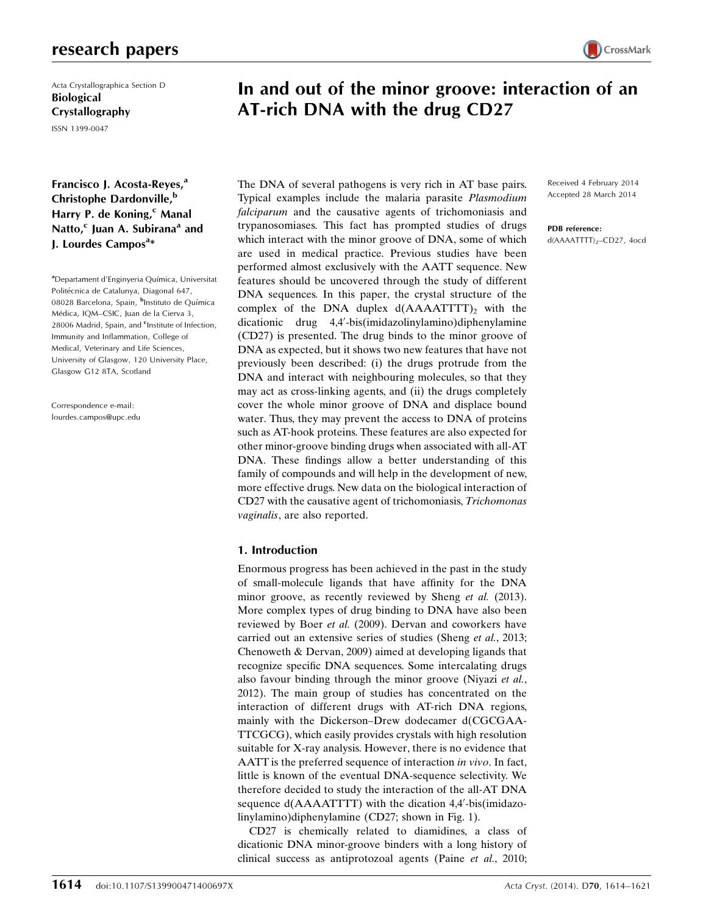Acta Crystallographica Section D
**Biological Crystallography**
ISSN 1399-0047

# In and out of the minor groove: interaction of an AT-rich DNA with the drug CD27

**Francisco J. Acosta-Reyes,[a] Christophe Dardonville,[b] Harry P. de Koning,[c] Manal Natto,[c] Juan A. Subirana[a] and J. Lourdes Campos[a]***

[a]Departament d'Enginyeria Química, Universitat Politécnica de Catalunya, Diagonal 647, 08028 Barcelona, Spain, [b]Instituto de Química Médica, IQM–CSIC, Juan de la Cierva 3, 28006 Madrid, Spain, and [c]Institute of Infection, Immunity and Inflammation, College of Medical, Veterinary and Life Sciences, University of Glasgow, 120 University Place, Glasgow G12 8TA, Scotland

Correspondence e-mail: lourdes.campos@upc.edu

Received 4 February 2014
Accepted 28 March 2014

**PDB reference:** d(AAAATTTT)$_2$–CD27, 4ocd

The DNA of several pathogens is very rich in AT base pairs. Typical examples include the malaria parasite *Plasmodium falciparum* and the causative agents of trichomoniasis and trypanosomiases. This fact has prompted studies of drugs which interact with the minor groove of DNA, some of which are used in medical practice. Previous studies have been performed almost exclusively with the AATT sequence. New features should be uncovered through the study of different DNA sequences. In this paper, the crystal structure of the complex of the DNA duplex d(AAAATTTT)$_2$ with the dicationic drug 4,4′-bis(imidazolinylamino)diphenylamine (CD27) is presented. The drug binds to the minor groove of DNA as expected, but it shows two new features that have not previously been described: (i) the drugs protrude from the DNA and interact with neighbouring molecules, so that they may act as cross-linking agents, and (ii) the drugs completely cover the whole minor groove of DNA and displace bound water. Thus, they may prevent the access to DNA of proteins such as AT-hook proteins. These features are also expected for other minor-groove binding drugs when associated with all-AT DNA. These findings allow a better understanding of this family of compounds and will help in the development of new, more effective drugs. New data on the biological interaction of CD27 with the causative agent of trichomoniasis, *Trichomonas vaginalis*, are also reported.

## 1. Introduction

Enormous progress has been achieved in the past in the study of small-molecule ligands that have affinity for the DNA minor groove, as recently reviewed by Sheng *et al.* (2013). More complex types of drug binding to DNA have also been reviewed by Boer *et al.* (2009). Dervan and coworkers have carried out an extensive series of studies (Sheng *et al.*, 2013; Chenoweth & Dervan, 2009) aimed at developing ligands that recognize specific DNA sequences. Some intercalating drugs also favour binding through the minor groove (Niyazi *et al.*, 2012). The main group of studies has concentrated on the interaction of different drugs with AT-rich DNA regions, mainly with the Dickerson–Drew dodecamer d(CGCGAATTCGCG), which easily provides crystals with high resolution suitable for X-ray analysis. However, there is no evidence that AATT is the preferred sequence of interaction *in vivo*. In fact, little is known of the eventual DNA-sequence selectivity. We therefore decided to study the interaction of the all-AT DNA sequence d(AAAATTTT) with the dication 4,4′-bis(imidazolinylamino)diphenylamine (CD27; shown in Fig. 1).

CD27 is chemically related to diamidines, a class of dicationic DNA minor-groove binders with a long history of clinical success as antiprotozoal agents (Paine *et al.*, 2010;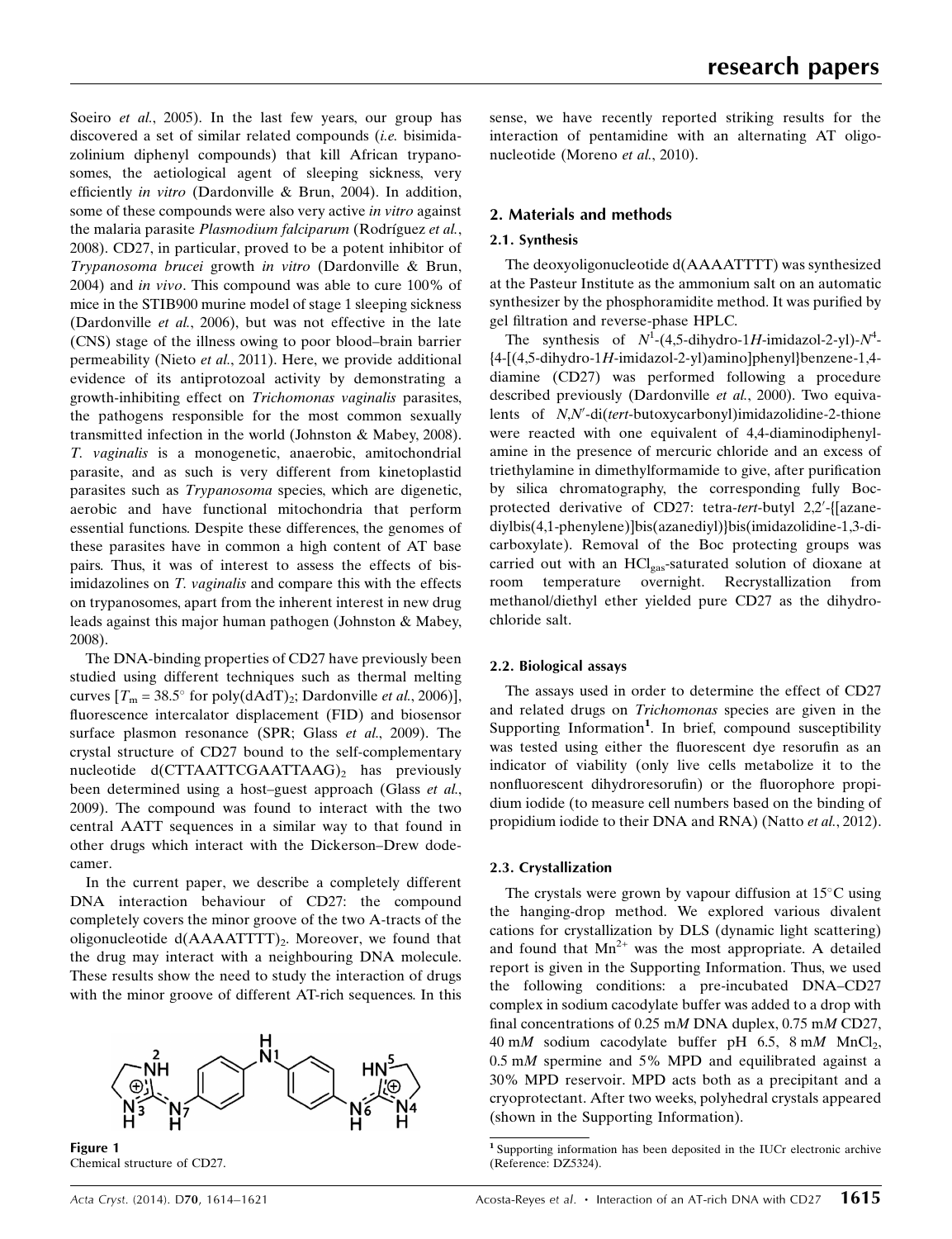Soeiro *et al.*, 2005). In the last few years, our group has discovered a set of similar related compounds (*i.e.* bisimidazolinium diphenyl compounds) that kill African trypanosomes, the aetiological agent of sleeping sickness, very efficiently *in vitro* (Dardonville & Brun, 2004). In addition, some of these compounds were also very active *in vitro* against the malaria parasite *Plasmodium falciparum* (Rodríguez *et al.*, 2008). CD27, in particular, proved to be a potent inhibitor of *Trypanosoma brucei* growth *in vitro* (Dardonville & Brun, 2004) and *in vivo*. This compound was able to cure 100% of mice in the STIB900 murine model of stage 1 sleeping sickness (Dardonville *et al.*, 2006), but was not effective in the late (CNS) stage of the illness owing to poor blood–brain barrier permeability (Nieto *et al.*, 2011). Here, we provide additional evidence of its antiprotozoal activity by demonstrating a growth-inhibiting effect on *Trichomonas vaginalis* parasites, the pathogens responsible for the most common sexually transmitted infection in the world (Johnston & Mabey, 2008). *T. vaginalis* is a monogenetic, anaerobic, amitochondrial parasite, and as such is very different from kinetoplastid parasites such as *Trypanosoma* species, which are digenetic, aerobic and have functional mitochondria that perform essential functions. Despite these differences, the genomes of these parasites have in common a high content of AT base pairs. Thus, it was of interest to assess the effects of bisimidazolines on *T. vaginalis* and compare this with the effects on trypanosomes, apart from the inherent interest in new drug leads against this major human pathogen (Johnston & Mabey, 2008).

The DNA-binding properties of CD27 have previously been studied using different techniques such as thermal melting curves [$T_m = 38.5^\circ$ for poly(dAdT)$_2$; Dardonville *et al.*, 2006)], fluorescent intercalator displacement (FID) and biosensor surface plasmon resonance (SPR; Glass *et al.*, 2009). The crystal structure of CD27 bound to the self-complementary nucleotide d(CTTAATTCGAATTAAG)$_2$ has previously been determined using a host–guest approach (Glass *et al.*, 2009). The compound was found to interact with the two central AATT sequences in a similar way to that found in other drugs which interact with the Dickerson–Drew dodecamer.

In the current paper, we describe a completely different DNA interaction behaviour of CD27: the compound completely covers the minor groove of the two A-tracts of the oligonucleotide d(AAAATTTT)$_2$. Moreover, we found that the drug may interact with a neighbouring DNA molecule. These results show the need to study the interaction of drugs with the minor groove of different AT-rich sequences. In this sense, we have recently reported striking results for the interaction of pentamidine with an alternating AT oligonucleotide (Moreno *et al.*, 2010).

Figure 1
Chemical structure of CD27.

## 2. Materials and methods

### 2.1. Synthesis

The deoxyoligonucleotide d(AAAATTTT) was synthesized at the Pasteur Institute as the ammonium salt on an automatic synthesizer by the phosphoramidite method. It was purified by gel filtration and reverse-phase HPLC.

The synthesis of $N^1$-(4,5-dihydro-1*H*-imidazol-2-yl)-$N^4$-{4-[(4,5-dihydro-1*H*-imidazol-2-yl)amino]phenyl}benzene-1,4-diamine (CD27) was performed following a procedure described previously (Dardonville *et al.*, 2000). Two equivalents of *N*,*N*′-di(*tert*-butoxycarbonyl)imidazolidine-2-thione were reacted with one equivalent of 4,4-diaminodiphenylamine in the presence of mercuric chloride and an excess of triethylamine in dimethylformamide to give, after purification by silica chromatography, the corresponding fully Boc-protected derivative of CD27: tetra-*tert*-butyl 2,2′-{[azanediylbis(4,1-phenylene)]bis(azanediyl)}bis(imidazolidine-1,3-dicarboxylate). Removal of the Boc protecting groups was carried out with an $HCl_{gas}$-saturated solution of dioxane at room temperature overnight. Recrystallization from methanol/diethyl ether yielded pure CD27 as the dihydrochloride salt.

### 2.2. Biological assays

The assays used in order to determine the effect of CD27 and related drugs on *Trichomonas* species are given in the Supporting Information[1]. In brief, compound susceptibility was tested using either the fluorescent dye resorufin as an indicator of viability (only live cells metabolize it to the nonfluorescent dihydroresorufin) or the fluorophore propidium iodide (to measure cell numbers based on the binding of propidium iodide to their DNA and RNA) (Natto *et al.*, 2012).

### 2.3. Crystallization

The crystals were grown by vapour diffusion at 15°C using the hanging-drop method. We explored various divalent cations for crystallization by DLS (dynamic light scattering) and found that $Mn^{2+}$ was the most appropriate. A detailed report is given in the Supporting Information. Thus, we used the following conditions: a pre-incubated DNA–CD27 complex in sodium cacodylate buffer was added to a drop with final concentrations of 0.25 m*M* DNA duplex, 0.75 m*M* CD27, 40 m*M* sodium cacodylate buffer pH 6.5, 8 m*M* $MnCl_2$, 0.5 m*M* spermine and 5% MPD and equilibrated against a 30% MPD reservoir. MPD acts both as a precipitant and a cryoprotectant. After two weeks, polyhedral crystals appeared (shown in the Supporting Information).

[1] Supporting information has been deposited in the IUCr electronic archive (Reference: DZ5324).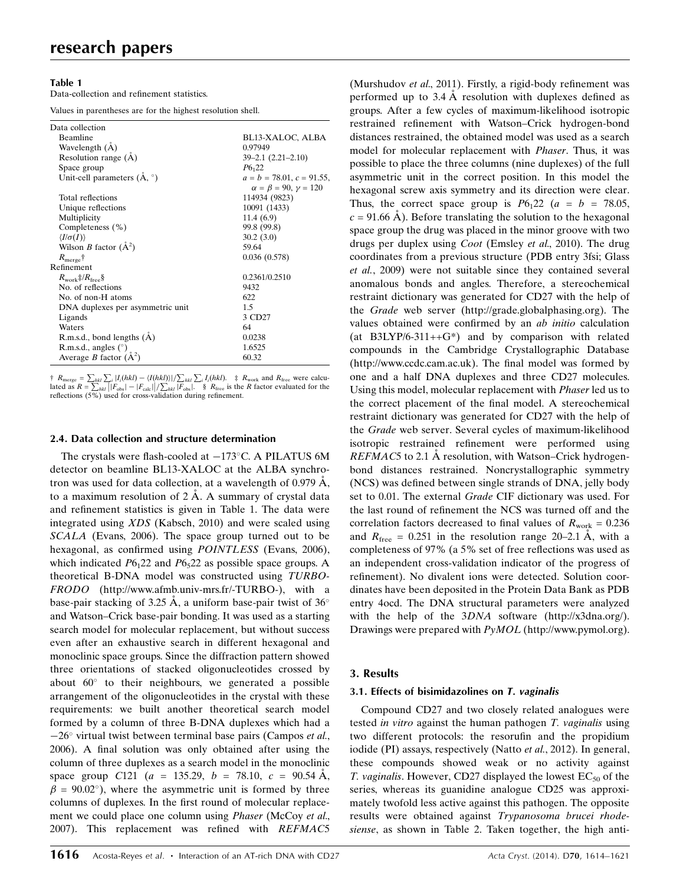**Table 1**
Data-collection and refinement statistics.

Values in parentheses are for the highest resolution shell.

| | |
|---|---|
| Data collection | |
| Beamline | BL13-XALOC, ALBA |
| Wavelength (Å) | 0.97949 |
| Resolution range (Å) | 39–2.1 (2.21–2.10) |
| Space group | $P6_122$ |
| Unit-cell parameters (Å, °) | $a = b = 78.01$, $c = 91.55$, $\alpha = \beta = 90$, $\gamma = 120$ |
| Total reflections | 114934 (9823) |
| Unique reflections | 10091 (1433) |
| Multiplicity | 11.4 (6.9) |
| Completeness (%) | 99.8 (99.8) |
| $\langle I/\sigma(I)\rangle$ | 30.2 (3.0) |
| Wilson *B* factor (Å$^2$) | 59.64 |
| $R_{\rm merge}$† | 0.036 (0.578) |
| Refinement | |
| $R_{\rm work}$‡/$R_{\rm free}$§ | 0.2361/0.2510 |
| No. of reflections | 9432 |
| No. of non-H atoms | 622 |
| DNA duplexes per asymmetric unit | 1.5 |
| Ligands | 3 CD27 |
| Waters | 64 |
| R.m.s.d., bond lengths (Å) | 0.0238 |
| R.m.s.d., angles (°) | 1.6525 |
| Average *B* factor (Å$^2$) | 60.32 |

† $R_{\rm merge} = \sum_{hkl}\sum_i |I_i(hkl) - \langle I(hkl)\rangle| / \sum_{hkl}\sum_i I_i(hkl)$. ‡ $R_{\rm work}$ and $R_{\rm free}$ were calculated as $R = \sum_{hkl} \big||F_{\rm obs}| - |F_{\rm calc}|\big| / \sum_{hkl} |F_{\rm obs}|$. § $R_{\rm free}$ is the *R* factor evaluated for the reflections (5%) used for cross-validation during refinement.

### 2.4. Data collection and structure determination

The crystals were flash-cooled at −173°C. A PILATUS 6M detector on beamline BL13-XALOC at the ALBA synchrotron was used for data collection, at a wavelength of 0.979 Å, to a maximum resolution of 2 Å. A summary of crystal data and refinement statistics is given in Table 1. The data were integrated using *XDS* (Kabsch, 2010) and were scaled using *SCALA* (Evans, 2006). The space group turned out to be hexagonal, as confirmed using *POINTLESS* (Evans, 2006), which indicated $P6_122$ and $P6_522$ as possible space groups. A theoretical B-DNA model was constructed using *TURBO-FRODO* (http://www.afmb.univ-mrs.fr/-TURBO-), with a base-pair stacking of 3.25 Å, a uniform base-pair twist of 36° and Watson–Crick base-pair bonding. It was used as a starting search model for molecular replacement, but without success even after an exhaustive search in different hexagonal and monoclinic space groups. Since the diffraction pattern showed three orientations of stacked oligonucleotides crossed by about 60° to their neighbours, we generated a possible arrangement of the oligonucleotides in the crystal with these requirements: we built another theoretical search model formed by a column of three B-DNA duplexes which had a −26° virtual twist between terminal base pairs (Campos *et al.*, 2006). A final solution was only obtained after using the column of three duplexes as a search model in the monoclinic space group *C*121 ($a = 135.29$, $b = 78.10$, $c = 90.54$ Å, $\beta = 90.02°$), where the asymmetric unit is formed by three columns of duplexes. In the first round of molecular replacement we could place one column using *Phaser* (McCoy *et al.*, 2007). This replacement was refined with *REFMAC*5 (Murshudov *et al.*, 2011). Firstly, a rigid-body refinement was performed up to 3.4 Å resolution with duplexes defined as groups. After a few cycles of maximum-likelihood isotropic restrained refinement with Watson–Crick hydrogen-bond distances restrained, the obtained model was used as a search model for molecular replacement with *Phaser*. Thus, it was possible to place the three columns (nine duplexes) of the full asymmetric unit in the correct position. In this model the hexagonal screw axis symmetry and its direction were clear. Thus, the correct space group is $P6_122$ ($a = b = 78.05$, $c = 91.66$ Å). Before translating the solution to the hexagonal space group the drug was placed in the minor groove with two drugs per duplex using *Coot* (Emsley *et al.*, 2010). The drug coordinates from a previous structure (PDB entry 3fsi; Glass *et al.*, 2009) were not suitable since they contained several anomalous bonds and angles. Therefore, a stereochemical restraint dictionary was generated for CD27 with the help of the *Grade* web server (http://grade.globalphasing.org). The values obtained were confirmed by an *ab initio* calculation (at B3LYP/6-311++G*) and by comparison with related compounds in the Cambridge Crystallographic Database (http://www.ccdc.cam.ac.uk). The final model was formed by one and a half DNA duplexes and three CD27 molecules. Using this model, molecular replacement with *Phaser* led us to the correct placement of the final model. A stereochemical restraint dictionary was generated for CD27 with the help of the *Grade* web server. Several cycles of maximum-likelihood isotropic restrained refinement were performed using *REFMAC*5 to 2.1 Å resolution, with Watson–Crick hydrogen-bond distances restrained. Noncrystallographic symmetry (NCS) was defined between single strands of DNA, jelly body set to 0.01. The external *Grade* CIF dictionary was used. For the last round of refinement the NCS was turned off and the correlation factors decreased to final values of $R_{\rm work} = 0.236$ and $R_{\rm free} = 0.251$ in the resolution range 20–2.1 Å, with a completeness of 97% (a 5% set of free reflections was used as an independent cross-validation indicator of the progress of refinement). No divalent ions were detected. Solution coordinates have been deposited in the Protein Data Bank as PDB entry 4ocd. The DNA structural parameters were analyzed with the help of the 3*DNA* software (http://x3dna.org/). Drawings were prepared with *PyMOL* (http://www.pymol.org).

## 3. Results

### 3.1. Effects of bisimidazolines on *T. vaginalis*

Compound CD27 and two closely related analogues were tested *in vitro* against the human pathogen *T. vaginalis* using two different protocols: the resorufin and the propidium iodide (PI) assays, respectively (Natto *et al.*, 2012). In general, these compounds showed weak or no activity against *T. vaginalis*. However, CD27 displayed the lowest $EC_{50}$ of the series, whereas its guanidine analogue CD25 was approximately twofold less active against this pathogen. The opposite results were obtained against *Trypanosoma brucei rhodesiense*, as shown in Table 2. Taken together, the high anti-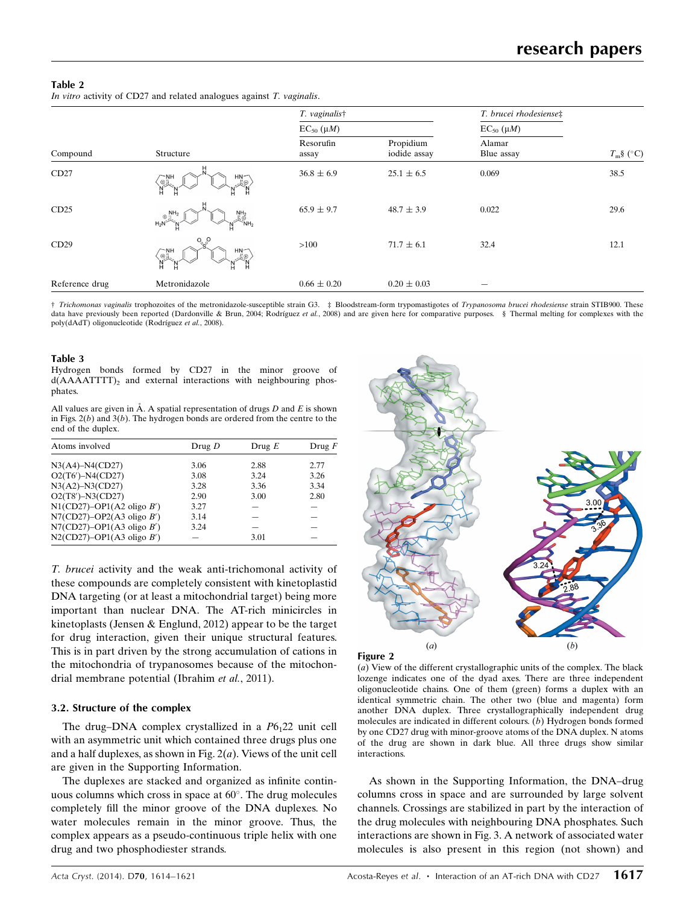**Table 2**
*In vitro* activity of CD27 and related analogues against *T. vaginalis*.

| Compound | Structure | *T. vaginalis*† EC$_{50}$ (μ*M*) Resorufin assay | *T. vaginalis*† EC$_{50}$ (μ*M*) Propidium iodide assay | *T. brucei rhodesiense*‡ EC$_{50}$ (μ*M*) Alamar Blue assay | $T_m$§ (°C) |
|---|---|---|---|---|---|
| CD27 | | 36.8 ± 6.9 | 25.1 ± 6.5 | 0.069 | 38.5 |
| CD25 | | 65.9 ± 9.7 | 48.7 ± 3.9 | 0.022 | 29.6 |
| CD29 | | >100 | 71.7 ± 6.1 | 32.4 | 12.1 |
| Reference drug | Metronidazole | 0.66 ± 0.20 | 0.20 ± 0.03 | — | |

† *Trichomonas vaginalis* trophozoites of the metronidazole-susceptible strain G3. ‡ Bloodstream-form trypomastigotes of *Trypanosoma brucei rhodesiense* strain STIB900. These data have previously been reported (Dardonville & Brun, 2004; Rodríguez *et al.*, 2008) and are given here for comparative purposes. § Thermal melting for complexes with the poly(dAdT) oligonucleotide (Rodríguez *et al.*, 2008).

**Table 3**
Hydrogen bonds formed by CD27 in the minor groove of d(AAAATTTT)$_2$ and external interactions with neighbouring phosphates.

All values are given in Å. A spatial representation of drugs *D* and *E* is shown in Figs. 2(*b*) and 3(*b*). The hydrogen bonds are ordered from the centre to the end of the duplex.

| Atoms involved | Drug *D* | Drug *E* | Drug *F* |
|---|---|---|---|
| N3(A4)–N4(CD27) | 3.06 | 2.88 | 2.77 |
| O2(T6′)–N4(CD27) | 3.08 | 3.24 | 3.26 |
| N3(A2)–N3(CD27) | 3.28 | 3.36 | 3.34 |
| O2(T8′)–N3(CD27) | 2.90 | 3.00 | 2.80 |
| N1(CD27)–OP1(A2 oligo *B*′) | 3.27 | — | — |
| N7(CD27)–OP2(A3 oligo *B*′) | 3.14 | — | — |
| N7(CD27)–OP1(A3 oligo *B*′) | 3.24 | — | — |
| N2(CD27)–OP1(A3 oligo *B*′) | — | 3.01 | — |

*T. brucei* activity and the weak anti-trichomonal activity of these compounds are completely consistent with kinetoplastid DNA targeting (or at least a mitochondrial target) being more important than nuclear DNA. The AT-rich minicircles in kinetoplasts (Jensen & Englund, 2012) appear to be the target for drug interaction, given their unique structural features. This is in part driven by the strong accumulation of cations in the mitochondria of trypanosomes because of the mitochondrial membrane potential (Ibrahim *et al.*, 2011).

### 3.2. Structure of the complex

The drug–DNA complex crystallized in a $P6_122$ unit cell with an asymmetric unit which contained three drugs plus one and a half duplexes, as shown in Fig. 2(*a*). Views of the unit cell are given in the Supporting Information.

The duplexes are stacked and organized as infinite continuous columns which cross in space at 60°. The drug molecules completely fill the minor groove of the DNA duplexes. No water molecules remain in the minor groove. Thus, the complex appears as a pseudo-continuous triple helix with one drug and two phosphodiester strands.

**Figure 2**
(*a*) View of the different crystallographic units of the complex. The black lozenge indicates one of the dyad axes. There are three independent oligonucleotide chains. One of them (green) forms a duplex with an identical symmetric chain. The other two (blue and magenta) form another DNA duplex. Three crystallographically independent drug molecules are indicated in different colours. (*b*) Hydrogen bonds formed by one CD27 drug with minor-groove atoms of the DNA duplex. N atoms of the drug are shown in dark blue. All three drugs show similar interactions.

As shown in the Supporting Information, the DNA–drug columns cross in space and are surrounded by large solvent channels. Crossings are stabilized in part by the interaction of the drug molecules with neighbouring DNA phosphates. Such interactions are shown in Fig. 3. A network of associated water molecules is also present in this region (not shown) and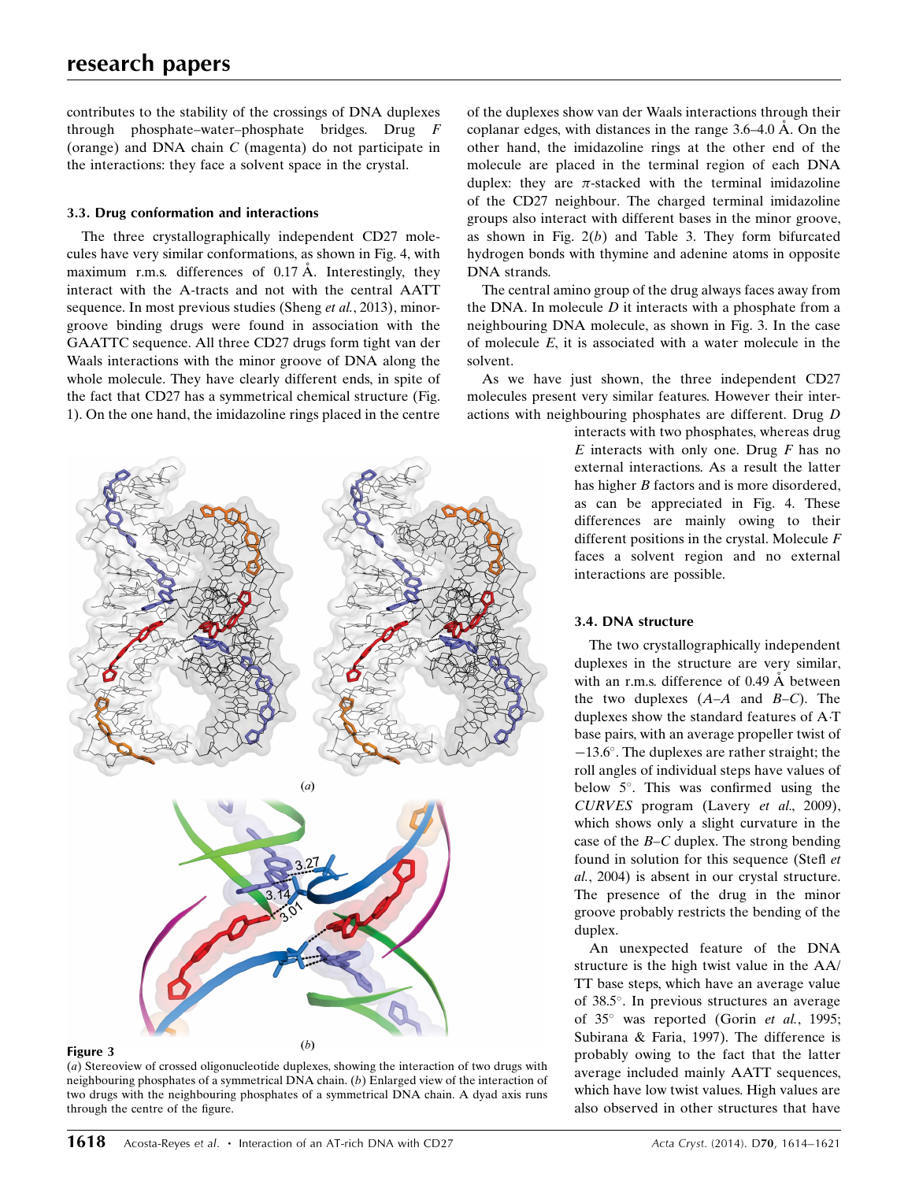contributes to the stability of the crossings of DNA duplexes through phosphate–water–phosphate bridges. Drug *F* (orange) and DNA chain *C* (magenta) do not participate in the interactions: they face a solvent space in the crystal.

### 3.3. Drug conformation and interactions

The three crystallographically independent CD27 molecules have very similar conformations, as shown in Fig. 4, with maximum r.m.s. differences of 0.17 Å. Interestingly, they interact with the A-tracts and not with the central AATT sequence. In most previous studies (Sheng *et al.*, 2013), minor-groove binding drugs were found in association with the GAATTC sequence. All three CD27 drugs form tight van der Waals interactions with the minor groove of DNA along the whole molecule. They have clearly different ends, in spite of the fact that CD27 has a symmetrical chemical structure (Fig. 1). On the one hand, the imidazoline rings placed in the centre of the duplexes show van der Waals interactions through their coplanar edges, with distances in the range 3.6–4.0 Å. On the other hand, the imidazoline rings at the other end of the molecule are placed in the terminal region of each DNA duplex: they are π-stacked with the terminal imidazoline of the CD27 neighbour. The charged terminal imidazoline groups also interact with different bases in the minor groove, as shown in Fig. 2(*b*) and Table 3. They form bifurcated hydrogen bonds with thymine and adenine atoms in opposite DNA strands.

The central amino group of the drug always faces away from the DNA. In molecule *D* it interacts with a phosphate from a neighbouring DNA molecule, as shown in Fig. 3. In the case of molecule *E*, it is associated with a water molecule in the solvent.

As we have just shown, the three independent CD27 molecules present very similar features. However their interactions with neighbouring phosphates are different. Drug *D* interacts with two phosphates, whereas drug *E* interacts with only one. Drug *F* has no external interactions. As a result the latter has higher *B* factors and is more disordered, as can be appreciated in Fig. 4. These differences are mainly owing to their different positions in the crystal. Molecule *F* faces a solvent region and no external interactions are possible.

**Figure 3**
(*a*) Stereoview of crossed oligonucleotide duplexes, showing the interaction of two drugs with neighbouring phosphates of a symmetrical DNA chain. (*b*) Enlarged view of the interaction of two drugs with the neighbouring phosphates of a symmetrical DNA chain. A dyad axis runs through the centre of the figure.

### 3.4. DNA structure

The two crystallographically independent duplexes in the structure are very similar, with an r.m.s. difference of 0.49 Å between the two duplexes (*A*–*A* and *B*–*C*). The duplexes show the standard features of A·T base pairs, with an average propeller twist of −13.6°. The duplexes are rather straight; the roll angles of individual steps have values of below 5°. This was confirmed using the *CURVES* program (Lavery *et al.*, 2009), which shows only a slight curvature in the case of the *B*–*C* duplex. The strong bending found in solution for this sequence (Stefl *et al.*, 2004) is absent in our crystal structure. The presence of the drug in the minor groove probably restricts the bending of the duplex.

An unexpected feature of the DNA structure is the high twist value in the AA/TT base steps, which have an average value of 38.5°. In previous structures an average of 35° was reported (Gorin *et al.*, 1995; Subirana & Faria, 1997). The difference is probably owing to the fact that the latter average included mainly AATT sequences, which have low twist values. High values are also observed in other structures that have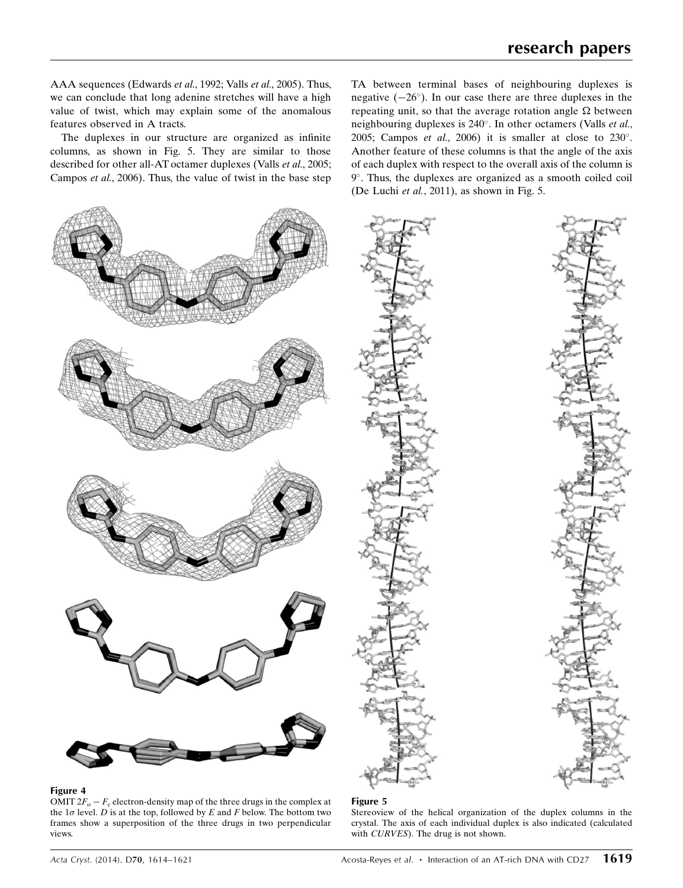AAA sequences (Edwards *et al.*, 1992; Valls *et al.*, 2005). Thus, we can conclude that long adenine stretches will have a high value of twist, which may explain some of the anomalous features observed in A tracts.

The duplexes in our structure are organized as infinite columns, as shown in Fig. 5. They are similar to those described for other all-AT octamer duplexes (Valls *et al.*, 2005; Campos *et al.*, 2006). Thus, the value of twist in the base step TA between terminal bases of neighbouring duplexes is negative ($-26^{\circ}$). In our case there are three duplexes in the repeating unit, so that the average rotation angle $\Omega$ between neighbouring duplexes is 240°. In other octamers (Valls *et al.*, 2005; Campos *et al.*, 2006) it is smaller at close to 230°. Another feature of these columns is that the angle of the axis of each duplex with respect to the overall axis of the column is 9°. Thus, the duplexes are organized as a smooth coiled coil (De Luchi *et al.*, 2011), as shown in Fig. 5.

**Figure 4**
OMIT $2F_o - F_c$ electron-density map of the three drugs in the complex at the $1\sigma$ level. *D* is at the top, followed by *E* and *F* below. The bottom two frames show a superposition of the three drugs in two perpendicular views.

**Figure 5**
Stereoview of the helical organization of the duplex columns in the crystal. The axis of each individual duplex is also indicated (calculated with *CURVES*). The drug is not shown.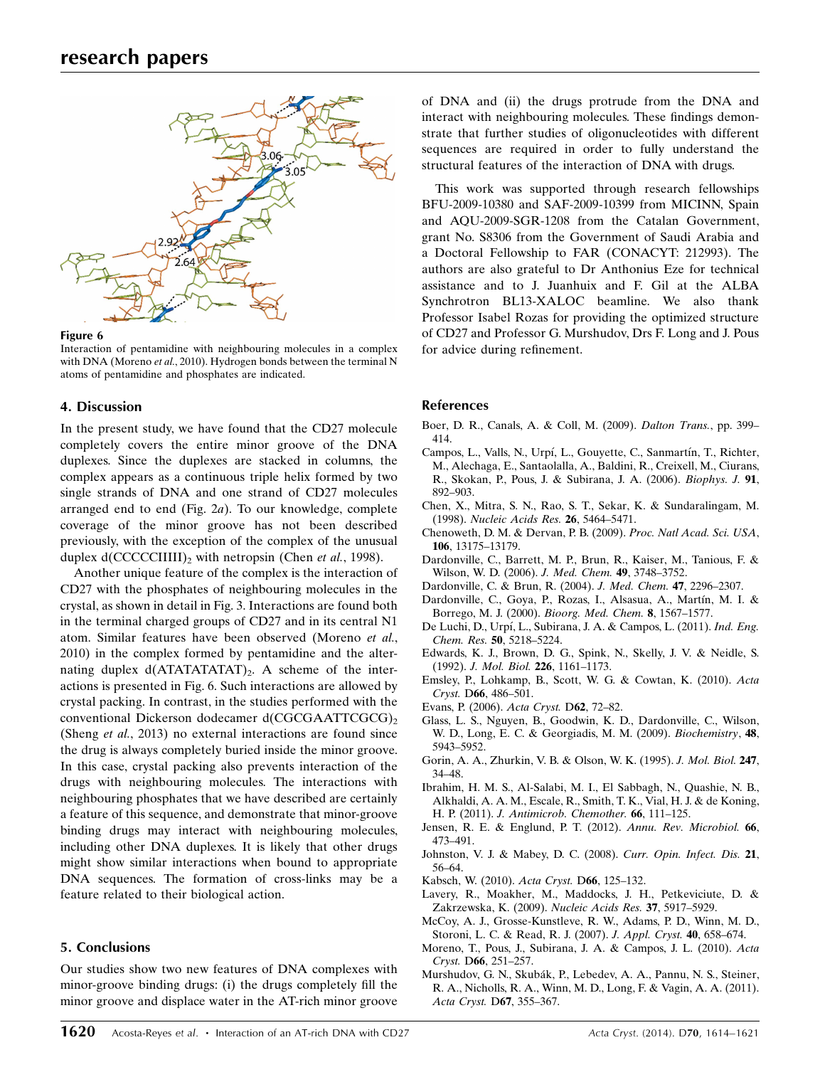Figure 6

Interaction of pentamidine with neighbouring molecules in a complex with DNA (Moreno *et al.*, 2010). Hydrogen bonds between the terminal N atoms of pentamidine and phosphates are indicated.

## 4. Discussion

In the present study, we have found that the CD27 molecule completely covers the entire minor groove of the DNA duplexes. Since the duplexes are stacked in columns, the complex appears as a continuous triple helix formed by two single strands of DNA and one strand of CD27 molecules arranged end to end (Fig. 2*a*). To our knowledge, complete coverage of the minor groove has not been described previously, with the exception of the complex of the unusual duplex $d(CCCCCIIIII)_2$ with netropsin (Chen *et al.*, 1998).

Another unique feature of the complex is the interaction of CD27 with the phosphates of neighbouring molecules in the crystal, as shown in detail in Fig. 3. Interactions are found both in the terminal charged groups of CD27 and in its central N1 atom. Similar features have been observed (Moreno *et al.*, 2010) in the complex formed by pentamidine and the alternating duplex $d(ATATATATAT)_2$. A scheme of the interactions is presented in Fig. 6. Such interactions are allowed by crystal packing. In contrast, in the studies performed with the conventional Dickerson dodecamer $d(CGCGAATTCGCG)_2$ (Sheng *et al.*, 2013) no external interactions are found since the drug is always completely buried inside the minor groove. In this case, crystal packing also prevents interaction of the drugs with neighbouring molecules. The interactions with neighbouring phosphates that we have described are certainly a feature of this sequence, and demonstrate that minor-groove binding drugs may interact with neighbouring molecules, including other DNA duplexes. It is likely that other drugs might show similar interactions when bound to appropriate DNA sequences. The formation of cross-links may be a feature related to their biological action.

## 5. Conclusions

Our studies show two new features of DNA complexes with minor-groove binding drugs: (i) the drugs completely fill the minor groove and displace water in the AT-rich minor groove of DNA and (ii) the drugs protrude from the DNA and interact with neighbouring molecules. These findings demonstrate that further studies of oligonucleotides with different sequences are required in order to fully understand the structural features of the interaction of DNA with drugs.

This work was supported through research fellowships BFU-2009-10380 and SAF-2009-10399 from MICINN, Spain and AQU-2009-SGR-1208 from the Catalan Government, grant No. S8306 from the Government of Saudi Arabia and a Doctoral Fellowship to FAR (CONACYT: 212993). The authors are also grateful to Dr Anthonius Eze for technical assistance and to J. Juanhuix and F. Gil at the ALBA Synchrotron BL13-XALOC beamline. We also thank Professor Isabel Rozas for providing the optimized structure of CD27 and Professor G. Murshudov, Drs F. Long and J. Pous for advice during refinement.

## References

Boer, D. R., Canals, A. & Coll, M. (2009). *Dalton Trans.*, pp. 399–414.

Campos, L., Valls, N., Urpí, L., Gouyette, C., Sanmartín, T., Richter, M., Alechaga, E., Santaolalla, A., Baldini, R., Creixell, M., Ciurans, R., Skokan, P., Pous, J. & Subirana, J. A. (2006). *Biophys. J.* **91**, 892–903.

Chen, X., Mitra, S. N., Rao, S. T., Sekar, K. & Sundaralingam, M. (1998). *Nucleic Acids Res.* **26**, 5464–5471.

Chenoweth, D. M. & Dervan, P. B. (2009). *Proc. Natl Acad. Sci. USA*, **106**, 13175–13179.

Dardonville, C., Barrett, M. P., Brun, R., Kaiser, M., Tanious, F. & Wilson, W. D. (2006). *J. Med. Chem.* **49**, 3748–3752.

Dardonville, C. & Brun, R. (2004). *J. Med. Chem.* **47**, 2296–2307.

Dardonville, C., Goya, P., Rozas, I., Alsasua, A., Martín, M. I. & Borrego, M. J. (2000). *Bioorg. Med. Chem.* **8**, 1567–1577.

De Luchi, D., Urpí, L., Subirana, J. A. & Campos, L. (2011). *Ind. Eng. Chem. Res.* **50**, 5218–5224.

Edwards, K. J., Brown, D. G., Spink, N., Skelly, J. V. & Neidle, S. (1992). *J. Mol. Biol.* **226**, 1161–1173.

Emsley, P., Lohkamp, B., Scott, W. G. & Cowtan, K. (2010). *Acta Cryst.* D**66**, 486–501.

Evans, P. (2006). *Acta Cryst.* D**62**, 72–82.

Glass, L. S., Nguyen, B., Goodwin, K. D., Dardonville, C., Wilson, W. D., Long, E. C. & Georgiadis, M. M. (2009). *Biochemistry*, **48**, 5943–5952.

Gorin, A. A., Zhurkin, V. B. & Olson, W. K. (1995). *J. Mol. Biol.* **247**, 34–48.

Ibrahim, H. M. S., Al-Salabi, M. I., El Sabbagh, N., Quashie, N. B., Alkhaldi, A. A. M., Escale, R., Smith, T. K., Vial, H. J. & de Koning, H. P. (2011). *J. Antimicrob. Chemother.* **66**, 111–125.

Jensen, R. E. & Englund, P. T. (2012). *Annu. Rev. Microbiol.* **66**, 473–491.

Johnston, V. J. & Mabey, D. C. (2008). *Curr. Opin. Infect. Dis.* **21**, 56–64.

Kabsch, W. (2010). *Acta Cryst.* D**66**, 125–132.

Lavery, R., Moakher, M., Maddocks, J. H., Petkeviciute, D. & Zakrzewska, K. (2009). *Nucleic Acids Res.* **37**, 5917–5929.

McCoy, A. J., Grosse-Kunstleve, R. W., Adams, P. D., Winn, M. D., Storoni, L. C. & Read, R. J. (2007). *J. Appl. Cryst.* **40**, 658–674.

Moreno, T., Pous, J., Subirana, J. A. & Campos, J. L. (2010). *Acta Cryst.* D**66**, 251–257.

Murshudov, G. N., Skubák, P., Lebedev, A. A., Pannu, N. S., Steiner, R. A., Nicholls, R. A., Winn, M. D., Long, F. & Vagin, A. A. (2011). *Acta Cryst.* D**67**, 355–367.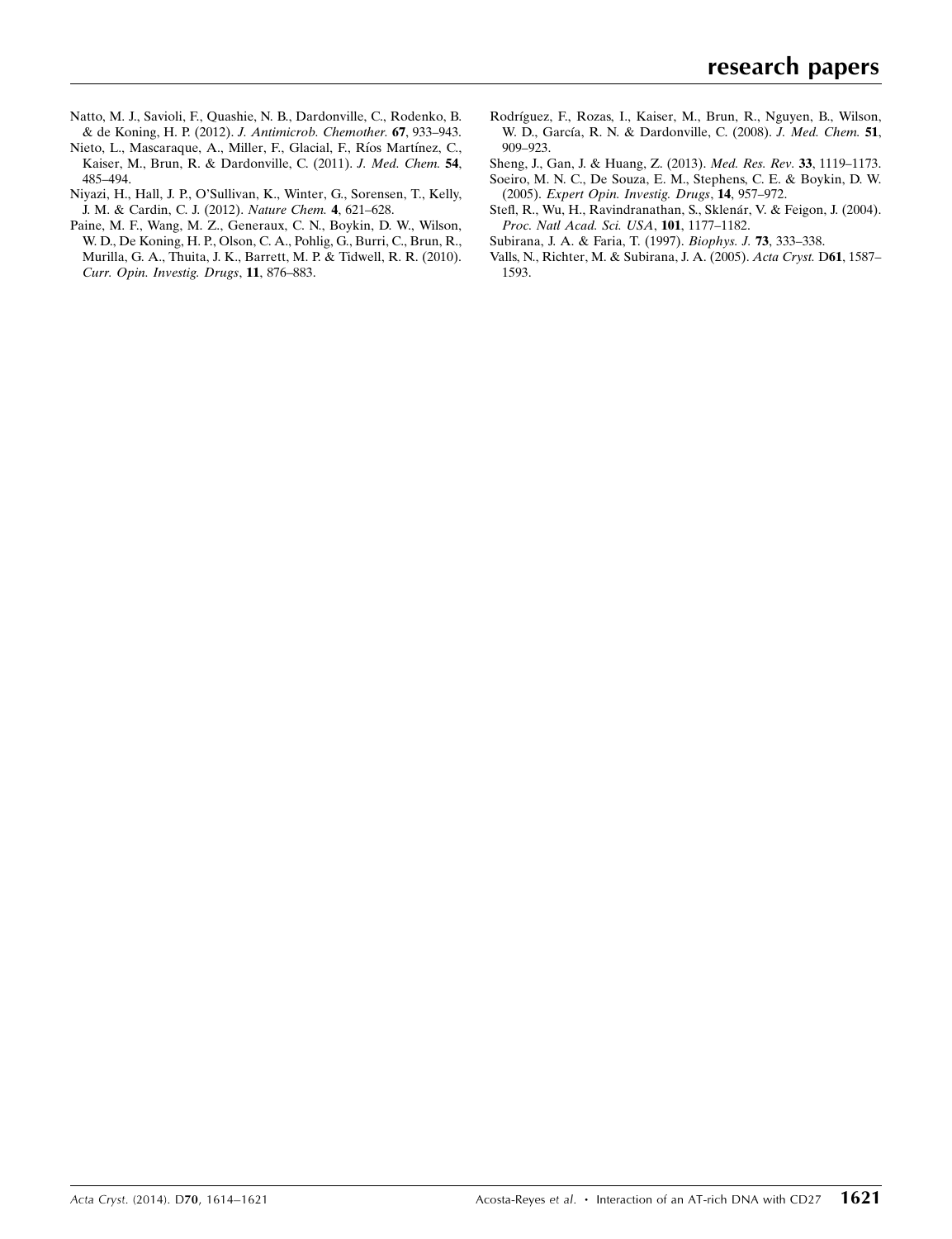Natto, M. J., Savioli, F., Quashie, N. B., Dardonville, C., Rodenko, B. & de Koning, H. P. (2012). *J. Antimicrob. Chemother.* **67**, 933–943.

Nieto, L., Mascaraque, A., Miller, F., Glacial, F., Ríos Martínez, C., Kaiser, M., Brun, R. & Dardonville, C. (2011). *J. Med. Chem.* **54**, 485–494.

Niyazi, H., Hall, J. P., O'Sullivan, K., Winter, G., Sorensen, T., Kelly, J. M. & Cardin, C. J. (2012). *Nature Chem.* **4**, 621–628.

Paine, M. F., Wang, M. Z., Generaux, C. N., Boykin, D. W., Wilson, W. D., De Koning, H. P., Olson, C. A., Pohlig, G., Burri, C., Brun, R., Murilla, G. A., Thuita, J. K., Barrett, M. P. & Tidwell, R. R. (2010). *Curr. Opin. Investig. Drugs*, **11**, 876–883.

Rodríguez, F., Rozas, I., Kaiser, M., Brun, R., Nguyen, B., Wilson, W. D., García, R. N. & Dardonville, C. (2008). *J. Med. Chem.* **51**, 909–923.

Sheng, J., Gan, J. & Huang, Z. (2013). *Med. Res. Rev.* **33**, 1119–1173.

Soeiro, M. N. C., De Souza, E. M., Stephens, C. E. & Boykin, D. W. (2005). *Expert Opin. Investig. Drugs*, **14**, 957–972.

Stefl, R., Wu, H., Ravindranathan, S., Sklenár, V. & Feigon, J. (2004). *Proc. Natl Acad. Sci. USA*, **101**, 1177–1182.

Subirana, J. A. & Faria, T. (1997). *Biophys. J.* **73**, 333–338.

Valls, N., Richter, M. & Subirana, J. A. (2005). *Acta Cryst.* D**61**, 1587–1593.